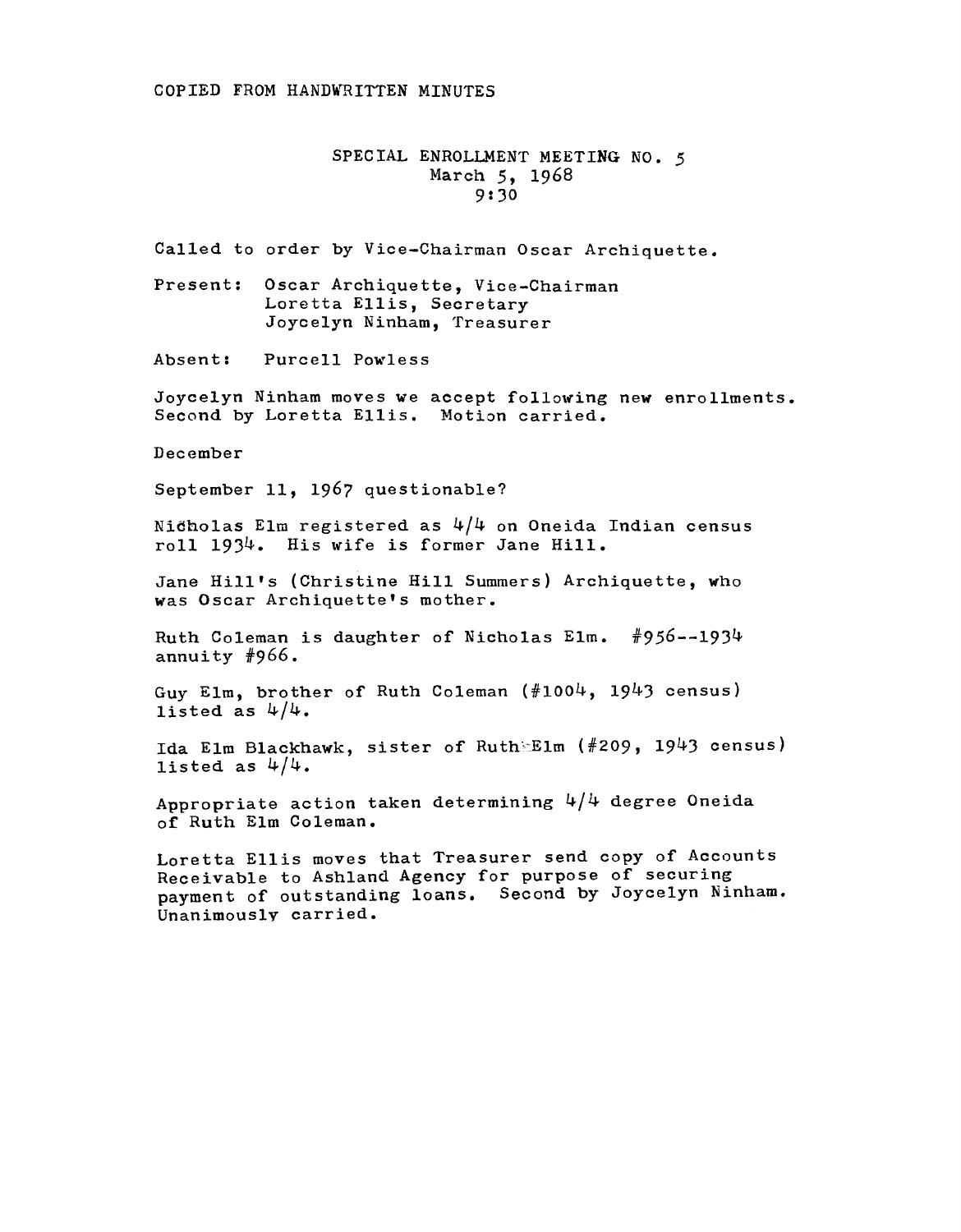COPIED FROM HANDWRITTEN MINUTES

## SPECIAL ENROLLMENT MEETING NO. 5
March 5, 1968
9:30

Called to order by Vice-Chairman Oscar Archiquette.

Present: Oscar Archiquette, Vice-Chairman
Loretta Ellis, Secretary
Joycelyn Ninham, Treasurer

Absent: Purcell Powless

Joycelyn Ninham moves we accept following new enrollments. Second by Loretta Ellis. Motion carried.

December

September 11, 1967 questionable?

Nicholas Elm registered as 4/4 on Oneida Indian census roll 1934. His wife is former Jane Hill.

Jane Hill's (Christine Hill Summers) Archiquette, who was Oscar Archiquette's mother.

Ruth Coleman is daughter of Nicholas Elm. #956--1934 annuity #966.

Guy Elm, brother of Ruth Coleman (#1004, 1943 census) listed as 4/4.

Ida Elm Blackhawk, sister of Ruth Elm (#209, 1943 census) listed as 4/4.

Appropriate action taken determining 4/4 degree Oneida of Ruth Elm Coleman.

Loretta Ellis moves that Treasurer send copy of Accounts Receivable to Ashland Agency for purpose of securing payment of outstanding loans. Second by Joycelyn Ninham. Unanimously carried.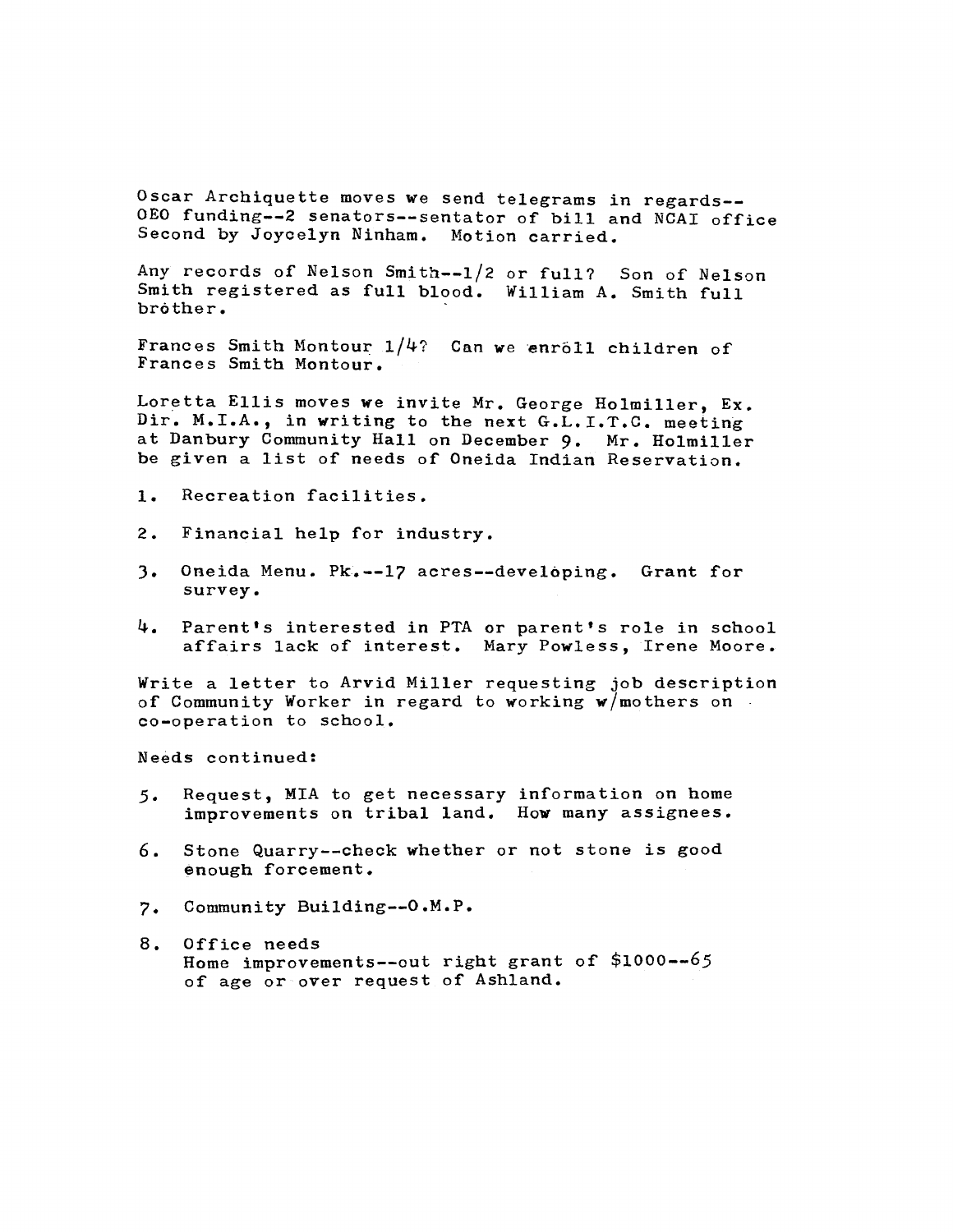Oscar Archiquette moves we send telegrams in regards--OEO funding--2 senators--sentator of bill and NCAI office Second by Joycelyn Ninham. Motion carried.

Any records of Nelson Smith--1/2 or full? Son of Nelson Smith registered as full blood. William A. Smith full bröther.

Frances Smith Montour 1/4? Can we enröll children of Frances Smith Montour.

Loretta Ellis moves we invite Mr. George Holmiller, Ex. Dir. M.I.A., in writing to the next G.L.I.T.C. meeting at Danbury Community Hall on December 9. Mr. Holmiller be given a list of needs of Oneida Indian Reservation.

1. Recreation facilities.

2. Financial help for industry.

3. Oneida Menu. Pk.--17 acres--developing. Grant for survey.

4. Parent's interested in PTA or parent's role in school affairs lack of interest. Mary Powless, Irene Moore.

Write a letter to Arvid Miller requesting job description of Community Worker in regard to working w/mothers on co-operation to school.

Needs continued:

5. Request, MIA to get necessary information on home improvements on tribal land. How many assignees.

6. Stone Quarry--check whether or not stone is good enough forcement.

7. Community Building--O.M.P.

8. Office needs
   Home improvements--out right grant of $1000--65 of age or over request of Ashland.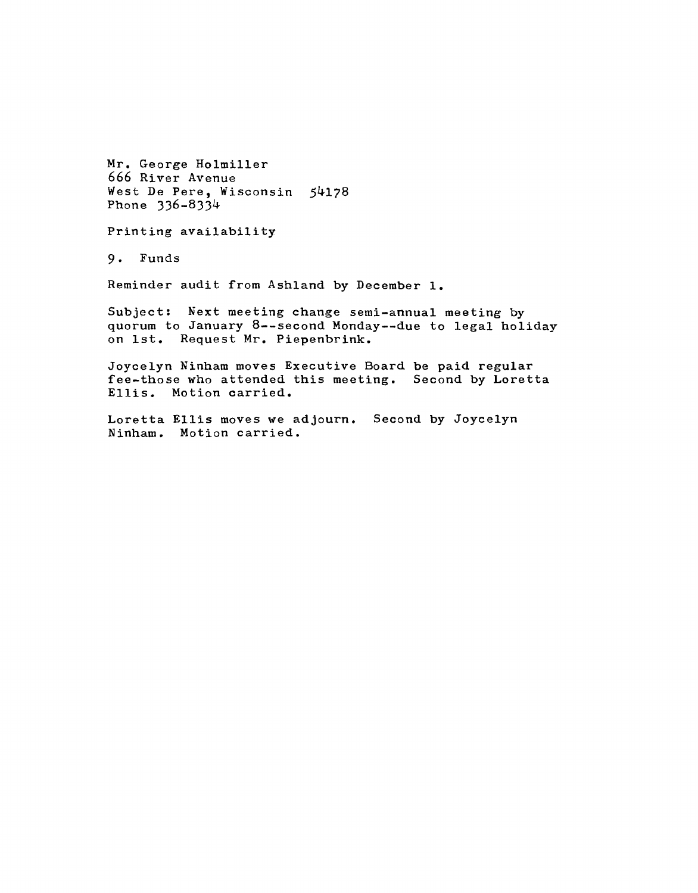Mr. George Holmiller
666 River Avenue
West De Pere, Wisconsin 54178
Phone 336-8334

Printing availability

9. Funds

Reminder audit from Ashland by December 1.

Subject: Next meeting change semi-annual meeting by quorum to January 8--second Monday--due to legal holiday on 1st. Request Mr. Piepenbrink.

Joycelyn Ninham moves Executive Board be paid regular fee-those who attended this meeting. Second by Loretta Ellis. Motion carried.

Loretta Ellis moves we adjourn. Second by Joycelyn Ninham. Motion carried.